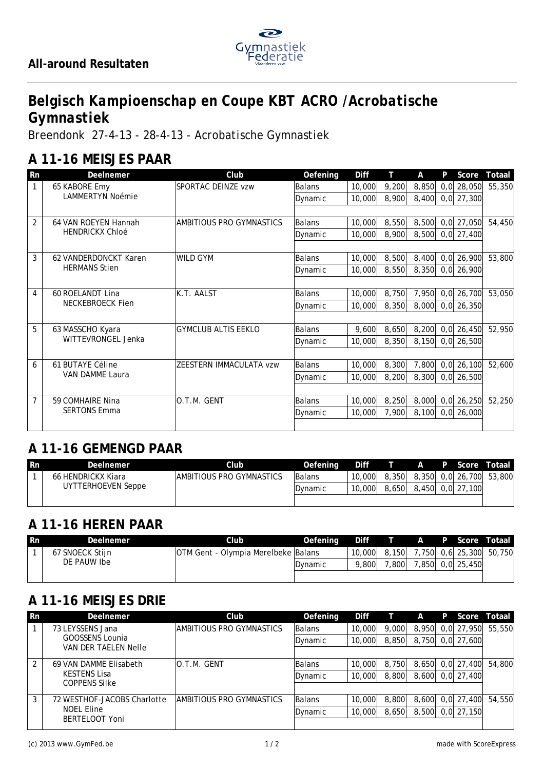## All-around Resultaten

# Belgisch Kampioenschap en Coupe KBT ACRO /Acrobatische Gymnastiek

Breendonk 27-4-13 - 28-4-13 - Acrobatische Gymnastiek

## A 11-16 MEISJES PAAR

| Rn | Deelnemer | Club | Oefening | Diff | T | A | P | Score | Totaal |
|---|---|---|---|---|---|---|---|---|---|
| 1 | 65 KABORE Emy<br>LAMMERTYN Noémie | SPORTAC DEINZE vzw | Balans | 10,000 | 9,200 | 8,850 | 0,0 | 28,050 | 55,350 |
| | | | Dynamic | 10,000 | 8,900 | 8,400 | 0,0 | 27,300 | |
| 2 | 64 VAN ROEYEN Hannah<br>HENDRICKX Chloé | AMBITIOUS PRO GYMNASTICS | Balans | 10,000 | 8,550 | 8,500 | 0,0 | 27,050 | 54,450 |
| | | | Dynamic | 10,000 | 8,900 | 8,500 | 0,0 | 27,400 | |
| 3 | 62 VANDERDONCKT Karen<br>HERMANS Stien | WILD GYM | Balans | 10,000 | 8,500 | 8,400 | 0,0 | 26,900 | 53,800 |
| | | | Dynamic | 10,000 | 8,550 | 8,350 | 0,0 | 26,900 | |
| 4 | 60 ROELANDT Lina<br>NECKEBROECK Fien | K.T. AALST | Balans | 10,000 | 8,750 | 7,950 | 0,0 | 26,700 | 53,050 |
| | | | Dynamic | 10,000 | 8,350 | 8,000 | 0,0 | 26,350 | |
| 5 | 63 MASSCHO Kyara<br>WITTEVRONGEL Jenka | GYMCLUB ALTIS EEKLO | Balans | 9,600 | 8,650 | 8,200 | 0,0 | 26,450 | 52,950 |
| | | | Dynamic | 10,000 | 8,350 | 8,150 | 0,0 | 26,500 | |
| 6 | 61 BUTAYE Céline<br>VAN DAMME Laura | ZEESTERN IMMACULATA vzw | Balans | 10,000 | 8,300 | 7,800 | 0,0 | 26,100 | 52,600 |
| | | | Dynamic | 10,000 | 8,200 | 8,300 | 0,0 | 26,500 | |
| 7 | 59 COMHAIRE Nina<br>SERTONS Emma | O.T.M. GENT | Balans | 10,000 | 8,250 | 8,000 | 0,0 | 26,250 | 52,250 |
| | | | Dynamic | 10,000 | 7,900 | 8,100 | 0,0 | 26,000 | |

## A 11-16 GEMENGD PAAR

| Rn | Deelnemer | Club | Oefening | Diff | T | A | P | Score | Totaal |
|---|---|---|---|---|---|---|---|---|---|
| 1 | 66 HENDRICKX Kiara<br>UYTTERHOEVEN Seppe | AMBITIOUS PRO GYMNASTICS | Balans | 10,000 | 8,350 | 8,350 | 0,0 | 26,700 | 53,800 |
| | | | Dynamic | 10,000 | 8,650 | 8,450 | 0,0 | 27,100 | |

## A 11-16 HEREN PAAR

| Rn | Deelnemer | Club | Oefening | Diff | T | A | P | Score | Totaal |
|---|---|---|---|---|---|---|---|---|---|
| 1 | 67 SNOECK Stijn<br>DE PAUW Ibe | OTM Gent - Olympia Merelbeke | Balans | 10,000 | 8,150 | 7,750 | 0,6 | 25,300 | 50,750 |
| | | | Dynamic | 9,800 | 7,800 | 7,850 | 0,0 | 25,450 | |

## A 11-16 MEISJES DRIE

| Rn | Deelnemer | Club | Oefening | Diff | T | A | P | Score | Totaal |
|---|---|---|---|---|---|---|---|---|---|
| 1 | 73 LEYSSENS Jana<br>GOOSSENS Lounia<br>VAN DER TAELEN Nelle | AMBITIOUS PRO GYMNASTICS | Balans | 10,000 | 9,000 | 8,950 | 0,0 | 27,950 | 55,550 |
| | | | Dynamic | 10,000 | 8,850 | 8,750 | 0,0 | 27,600 | |
| 2 | 69 VAN DAMME Elisabeth<br>KESTENS Lisa<br>COPPENS Silke | O.T.M. GENT | Balans | 10,000 | 8,750 | 8,650 | 0,0 | 27,400 | 54,800 |
| | | | Dynamic | 10,000 | 8,800 | 8,600 | 0,0 | 27,400 | |
| 3 | 72 WESTHOF-JACOBS Charlotte<br>NOEL Eline<br>BERTELOOT Yoni | AMBITIOUS PRO GYMNASTICS | Balans | 10,000 | 8,800 | 8,600 | 0,0 | 27,400 | 54,550 |
| | | | Dynamic | 10,000 | 8,650 | 8,500 | 0,0 | 27,150 | |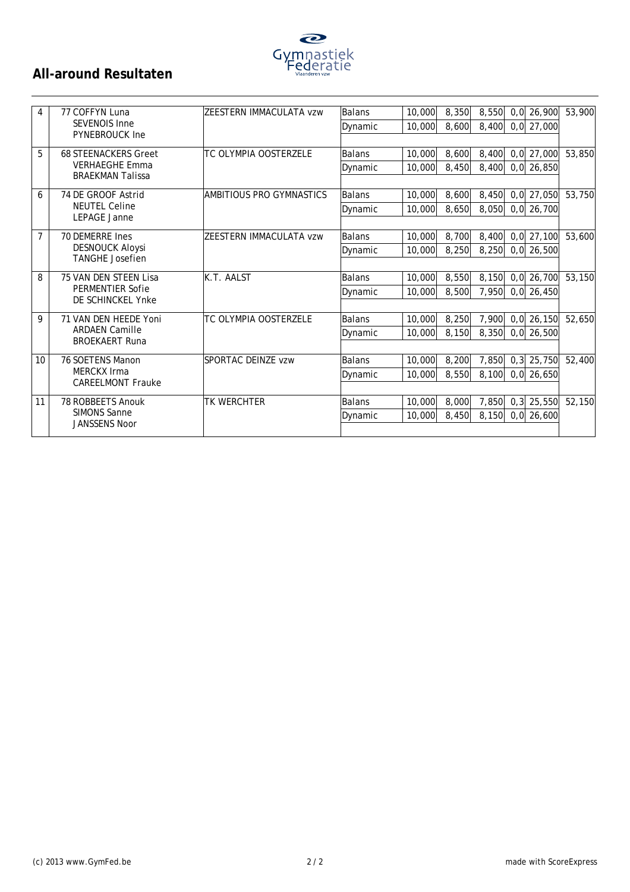## All-around Resultaten

| | | | | | | | | | |
|---|---|---|---|---|---|---|---|---|---|
| 4 | 77 COFFYN Luna<br>SEVENOIS Inne<br>PYNEBROUCK Ine | ZEESTERN IMMACULATA vzw | Balans | 10,000 | 8,350 | 8,550 | 0,0 | 26,900 | 53,900 |
| | | | Dynamic | 10,000 | 8,600 | 8,400 | 0,0 | 27,000 | |
| 5 | 68 STEENACKERS Greet<br>VERHAEGHE Emma<br>BRAEKMAN Talissa | TC OLYMPIA OOSTERZELE | Balans | 10,000 | 8,600 | 8,400 | 0,0 | 27,000 | 53,850 |
| | | | Dynamic | 10,000 | 8,450 | 8,400 | 0,0 | 26,850 | |
| 6 | 74 DE GROOF Astrid<br>NEUTEL Celine<br>LEPAGE Janne | AMBITIOUS PRO GYMNASTICS | Balans | 10,000 | 8,600 | 8,450 | 0,0 | 27,050 | 53,750 |
| | | | Dynamic | 10,000 | 8,650 | 8,050 | 0,0 | 26,700 | |
| 7 | 70 DEMERRE Ines<br>DESNOUCK Aloysi<br>TANGHE Josefien | ZEESTERN IMMACULATA vzw | Balans | 10,000 | 8,700 | 8,400 | 0,0 | 27,100 | 53,600 |
| | | | Dynamic | 10,000 | 8,250 | 8,250 | 0,0 | 26,500 | |
| 8 | 75 VAN DEN STEEN Lisa<br>PERMENTIER Sofie<br>DE SCHINCKEL Ynke | K.T. AALST | Balans | 10,000 | 8,550 | 8,150 | 0,0 | 26,700 | 53,150 |
| | | | Dynamic | 10,000 | 8,500 | 7,950 | 0,0 | 26,450 | |
| 9 | 71 VAN DEN HEEDE Yoni<br>ARDAEN Camille<br>BROEKAERT Runa | TC OLYMPIA OOSTERZELE | Balans | 10,000 | 8,250 | 7,900 | 0,0 | 26,150 | 52,650 |
| | | | Dynamic | 10,000 | 8,150 | 8,350 | 0,0 | 26,500 | |
| 10 | 76 SOETENS Manon<br>MERCKX Irma<br>CAREELMONT Frauke | SPORTAC DEINZE vzw | Balans | 10,000 | 8,200 | 7,850 | 0,3 | 25,750 | 52,400 |
| | | | Dynamic | 10,000 | 8,550 | 8,100 | 0,0 | 26,650 | |
| 11 | 78 ROBBEETS Anouk<br>SIMONS Sanne<br>JANSSENS Noor | TK WERCHTER | Balans | 10,000 | 8,000 | 7,850 | 0,3 | 25,550 | 52,150 |
| | | | Dynamic | 10,000 | 8,450 | 8,150 | 0,0 | 26,600 | |

(c) 2013 www.GymFed.be

made with ScoreExpress